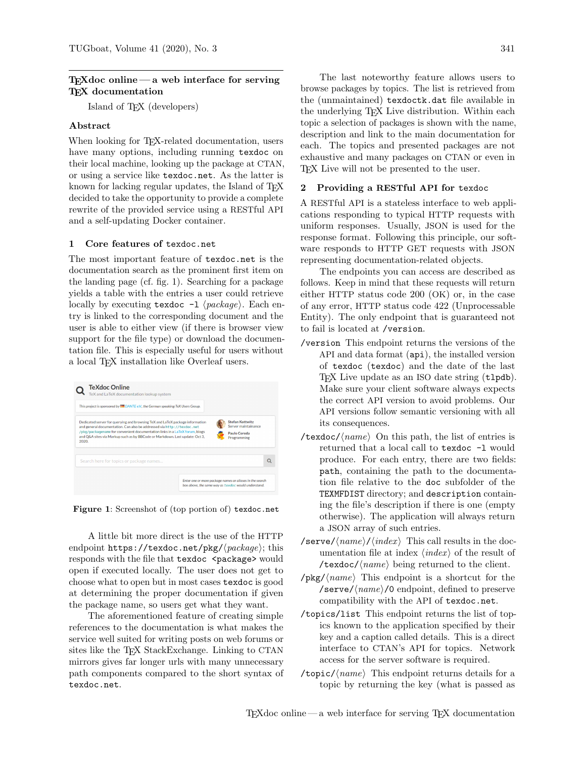# TEXdoc online — a web interface for serving TEX documentation

Island of TEX (developers)

## Abstract

When looking for TEX-related documentation, users have many options, including running `texdoc` on their local machine, looking up the package at CTAN, or using a service like `texdoc.net`. As the latter is known for lacking regular updates, the Island of TEX decided to take the opportunity to provide a complete rewrite of the provided service using a RESTful API and a self-updating Docker container.

## 1 Core features of `texdoc.net`

The most important feature of `texdoc.net` is the documentation search as the prominent first item on the landing page (cf. fig. 1). Searching for a package yields a table with the entries a user could retrieve locally by executing `texdoc -l` ⟨*package*⟩. Each entry is linked to the corresponding document and the user is able to either view (if there is browser view support for the file type) or download the documentation file. This is especially useful for users without a local TEX installation like Overleaf users.

**Figure 1**: Screenshot of (top portion of) `texdoc.net`

A little bit more direct is the use of the HTTP endpoint `https://texdoc.net/pkg/`⟨*package*⟩; this responds with the file that `texdoc <package>` would open if executed locally. The user does not get to choose what to open but in most cases `texdoc` is good at determining the proper documentation if given the package name, so users get what they want.

The aforementioned feature of creating simple references to the documentation is what makes the service well suited for writing posts on web forums or sites like the TEX StackExchange. Linking to CTAN mirrors gives far longer urls with many unnecessary path components compared to the short syntax of `texdoc.net`.

The last noteworthy feature allows users to browse packages by topics. The list is retrieved from the (unmaintained) `texdoctk.dat` file available in the underlying TEX Live distribution. Within each topic a selection of packages is shown with the name, description and link to the main documentation for each. The topics and presented packages are not exhaustive and many packages on CTAN or even in TEX Live will not be presented to the user.

## 2 Providing a RESTful API for `texdoc`

A RESTful API is a stateless interface to web applications responding to typical HTTP requests with uniform responses. Usually, JSON is used for the response format. Following this principle, our software responds to HTTP GET requests with JSON representing documentation-related objects.

The endpoints you can access are described as follows. Keep in mind that these requests will return either HTTP status code 200 (OK) or, in the case of any error, HTTP status code 422 (Unprocessable Entity). The only endpoint that is guaranteed not to fail is located at `/version`.

`/version` This endpoint returns the versions of the API and data format (`api`), the installed version of `texdoc` (`texdoc`) and the date of the last TEX Live update as an ISO date string (`tlpdb`). Make sure your client software always expects the correct API version to avoid problems. Our API versions follow semantic versioning with all its consequences.

`/texdoc/`⟨*name*⟩ On this path, the list of entries is returned that a local call to `texdoc -l` would produce. For each entry, there are two fields: `path`, containing the path to the documentation file relative to the `doc` subfolder of the `TEXMFDIST` directory; and `description` containing the file's description if there is one (empty otherwise). The application will always return a JSON array of such entries.

`/serve/`⟨*name*⟩`/`⟨*index*⟩ This call results in the documentation file at index ⟨*index*⟩ of the result of `/texdoc/`⟨*name*⟩ being returned to the client.

`/pkg/`⟨*name*⟩ This endpoint is a shortcut for the `/serve/`⟨*name*⟩`/0` endpoint, defined to preserve compatibility with the API of `texdoc.net`.

`/topics/list` This endpoint returns the list of topics known to the application specified by their key and a caption called details. This is a direct interface to CTAN's API for topics. Network access for the server software is required.

`/topic/`⟨*name*⟩ This endpoint returns details for a topic by returning the key (what is passed as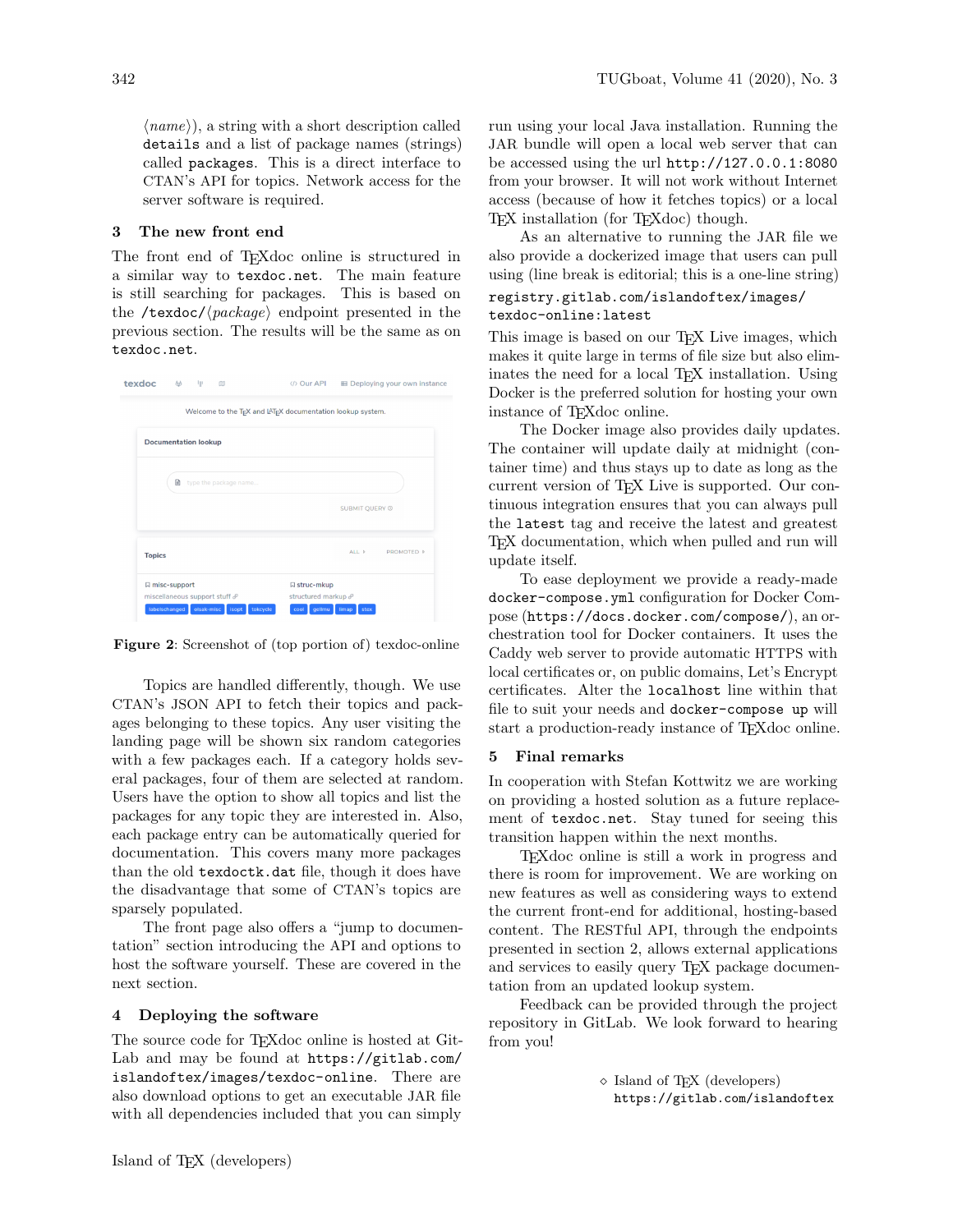⟨*name*⟩), a string with a short description called `details` and a list of package names (strings) called `packages`. This is a direct interface to CTAN's API for topics. Network access for the server software is required.

## 3 The new front end

The front end of TEXdoc online is structured in a similar way to `texdoc.net`. The main feature is still searching for packages. This is based on the `/texdoc/`⟨*package*⟩ endpoint presented in the previous section. The results will be the same as on `texdoc.net`.

**Figure 2**: Screenshot of (top portion of) texdoc-online

Topics are handled differently, though. We use CTAN's JSON API to fetch their topics and packages belonging to these topics. Any user visiting the landing page will be shown six random categories with a few packages each. If a category holds several packages, four of them are selected at random. Users have the option to show all topics and list the packages for any topic they are interested in. Also, each package entry can be automatically queried for documentation. This covers many more packages than the old `texdoctk.dat` file, though it does have the disadvantage that some of CTAN's topics are sparsely populated.

The front page also offers a "jump to documentation" section introducing the API and options to host the software yourself. These are covered in the next section.

## 4 Deploying the software

The source code for TEXdoc online is hosted at GitLab and may be found at `https://gitlab.com/islandoftex/images/texdoc-online`. There are also download options to get an executable JAR file with all dependencies included that you can simply run using your local Java installation. Running the JAR bundle will open a local web server that can be accessed using the url `http://127.0.0.1:8080` from your browser. It will not work without Internet access (because of how it fetches topics) or a local TEX installation (for TEXdoc) though.

As an alternative to running the JAR file we also provide a dockerized image that users can pull using (line break is editorial; this is a one-line string)

```
registry.gitlab.com/islandoftex/images/
texdoc-online:latest
```

This image is based on our TEX Live images, which makes it quite large in terms of file size but also eliminates the need for a local TEX installation. Using Docker is the preferred solution for hosting your own instance of TEXdoc online.

The Docker image also provides daily updates. The container will update daily at midnight (container time) and thus stays up to date as long as the current version of TEX Live is supported. Our continuous integration ensures that you can always pull the `latest` tag and receive the latest and greatest TEX documentation, which when pulled and run will update itself.

To ease deployment we provide a ready-made `docker-compose.yml` configuration for Docker Compose (`https://docs.docker.com/compose/`), an orchestration tool for Docker containers. It uses the Caddy web server to provide automatic HTTPS with local certificates or, on public domains, Let's Encrypt certificates. Alter the `localhost` line within that file to suit your needs and `docker-compose up` will start a production-ready instance of TEXdoc online.

## 5 Final remarks

In cooperation with Stefan Kottwitz we are working on providing a hosted solution as a future replacement of `texdoc.net`. Stay tuned for seeing this transition happen within the next months.

TEXdoc online is still a work in progress and there is room for improvement. We are working on new features as well as considering ways to extend the current front-end for additional, hosting-based content. The RESTful API, through the endpoints presented in section 2, allows external applications and services to easily query TEX package documentation from an updated lookup system.

Feedback can be provided through the project repository in GitLab. We look forward to hearing from you!

◇ Island of TEX (developers)
`https://gitlab.com/islandoftex`